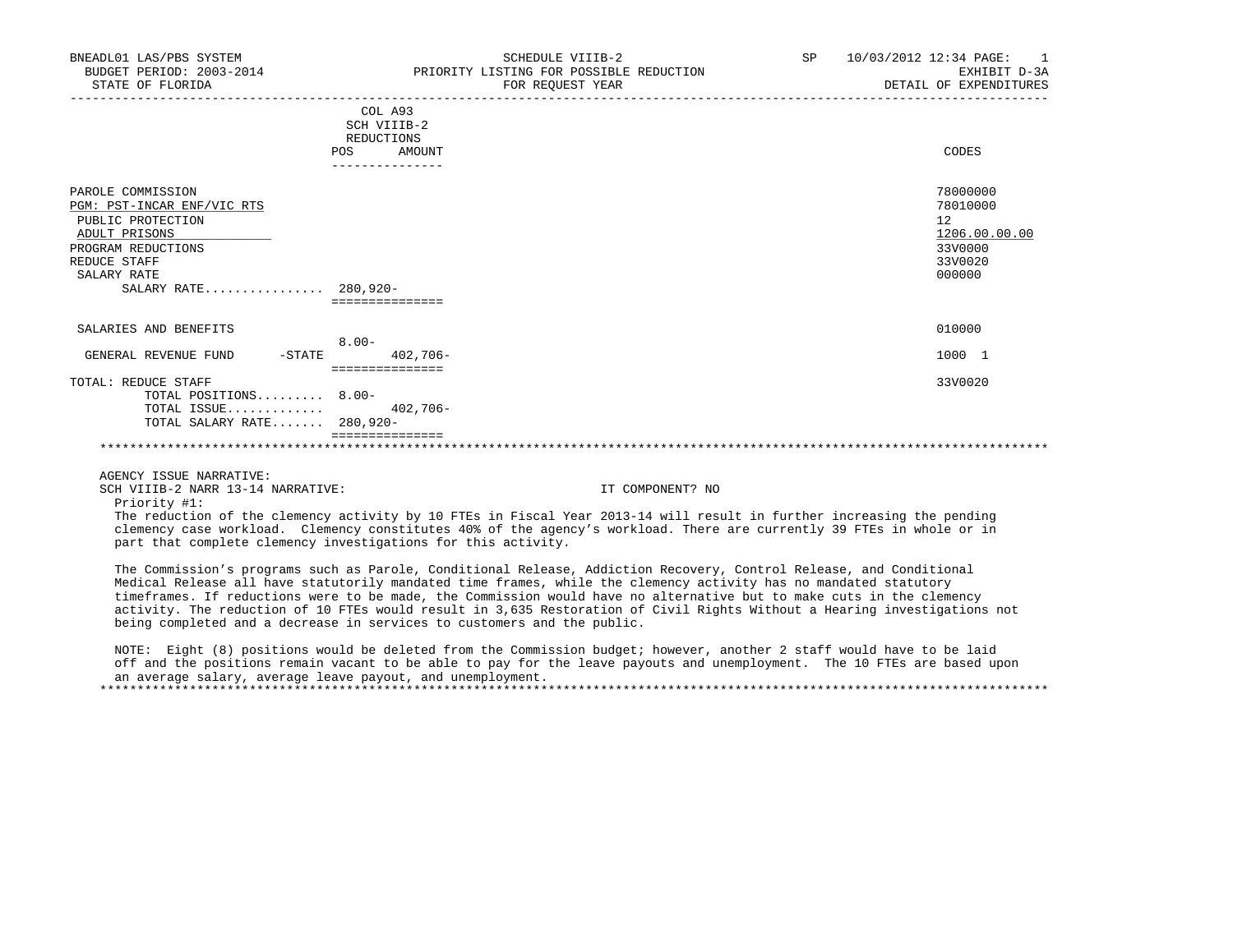BNEADL01 LAS/PBS SYSTEM
BUDGET PERIOD: 2003-2014
STATE OF FLORIDA

SCHEDULE VIIIB-2
PRIORITY LISTING FOR POSSIBLE REDUCTION
FOR REQUEST YEAR

SP 10/03/2012 12:34
EXHIBIT D-3A
DETAIL OF EXPENDITURES

| | COL A93 SCH VIIIB-2 REDUCTIONS POS | AMOUNT | CODES |
|---|---|---|---|
| PAROLE COMMISSION | | | 78000000 |
| PGM: PST-INCAR ENF/VIC RTS | | | 78010000 |
| PUBLIC PROTECTION | | | 12 |
| ADULT PRISONS | | | 1206.00.00.00 |
| PROGRAM REDUCTIONS | | | 33V0000 |
| REDUCE STAFF | | | 33V0020 |
| SALARY RATE | | | 000000 |
| SALARY RATE................ | 280,920- | | |
| SALARIES AND BENEFITS | | | 010000 |
| GENERAL REVENUE FUND -STATE | 8.00- | 402,706- | 1000 1 |
| TOTAL: REDUCE STAFF | | | 33V0020 |
| TOTAL POSITIONS......... | 8.00- | | |
| TOTAL ISSUE............. | | 402,706- | |
| TOTAL SALARY RATE....... | 280,920- | | |

AGENCY ISSUE NARRATIVE:

SCH VIIIB-2 NARR 13-14 NARRATIVE: IT COMPONENT? NO

Priority #1:

The reduction of the clemency activity by 10 FTEs in Fiscal Year 2013-14 will result in further increasing the pending clemency case workload. Clemency constitutes 40% of the agency's workload. There are currently 39 FTEs in whole or in part that complete clemency investigations for this activity.

The Commission's programs such as Parole, Conditional Release, Addiction Recovery, Control Release, and Conditional Medical Release all have statutorily mandated time frames, while the clemency activity has no mandated statutory timeframes. If reductions were to be made, the Commission would have no alternative but to make cuts in the clemency activity. The reduction of 10 FTEs would result in 3,635 Restoration of Civil Rights Without a Hearing investigations not being completed and a decrease in services to customers and the public.

NOTE: Eight (8) positions would be deleted from the Commission budget; however, another 2 staff would have to be laid off and the positions remain vacant to be able to pay for the leave payouts and unemployment. The 10 FTEs are based upon an average salary, average leave payout, and unemployment.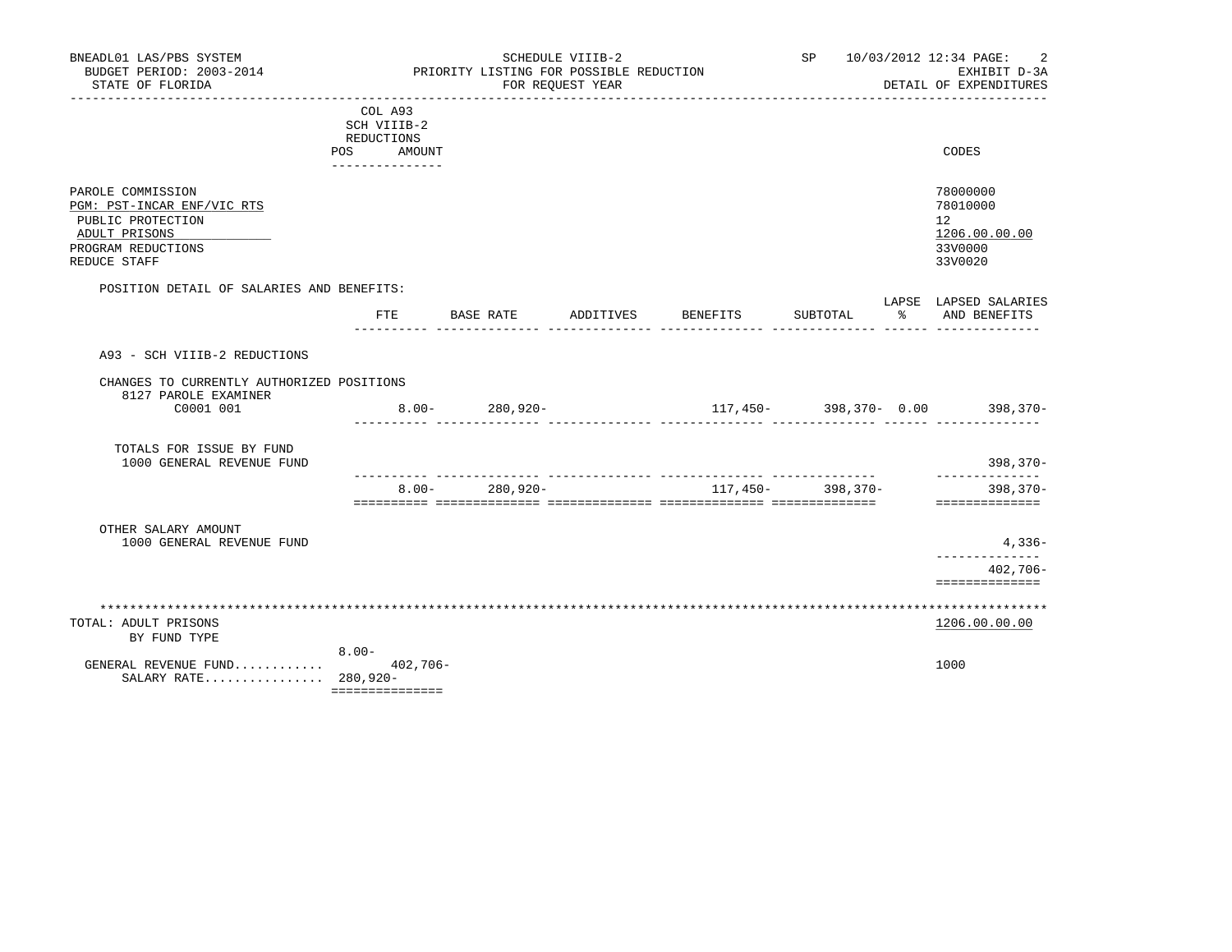BNEADL01 LAS/PBS SYSTEM
BUDGET PERIOD: 2003-2014
STATE OF FLORIDA

SCHEDULE VIIIB-2
PRIORITY LISTING FOR POSSIBLE REDUCTION
FOR REQUEST YEAR

SP 10/03/2012 12:34
EXHIBIT D-3A
DETAIL OF EXPENDITURES

| | COL A93 SCH VIIIB-2 REDUCTIONS POS AMOUNT | CODES |
|---|---|---|
| PARAOLE COMMISSION | | 78000000 |
| PGM: PST-INCAR ENF/VIC RTS | | 78010000 |
| PUBLIC PROTECTION | | 12 |
| ADULT PRISONS | | 1206.00.00.00 |
| PROGRAM REDUCTIONS | | 33V0000 |
| REDUCE STAFF | | 33V0020 |

POSITION DETAIL OF SALARIES AND BENEFITS:

| | FTE | BASE RATE | ADDITIVES | BENEFITS | SUBTOTAL | LAPSE % | LAPSED SALARIES AND BENEFITS |
|---|---|---|---|---|---|---|---|
| A93 - SCH VIIIB-2 REDUCTIONS | | | | | | | |
| CHANGES TO CURRENTLY AUTHORIZED POSITIONS | | | | | | | |
| 8127 PAROLE EXAMINER C0001 001 | 8.00- | 280,920- | | 117,450- | 398,370- | 0.00 | 398,370- |
| TOTALS FOR ISSUE BY FUND | | | | | | | |
| 1000 GENERAL REVENUE FUND | | | | | | | 398,370- |
| | 8.00- | 280,920- | | 117,450- | 398,370- | | 398,370- |
| OTHER SALARY AMOUNT | | | | | | | |
| 1000 GENERAL REVENUE FUND | | | | | | | 4,336- |
| | | | | | | | 402,706- |

| | POS | AMOUNT | CODES |
|---|---|---|---|
| TOTAL: ADULT PRISONS BY FUND TYPE | | | 1206.00.00.00 |
| GENERAL REVENUE FUND............ | 8.00- | 402,706- | 1000 |
| SALARY RATE................ | 280,920- | | |